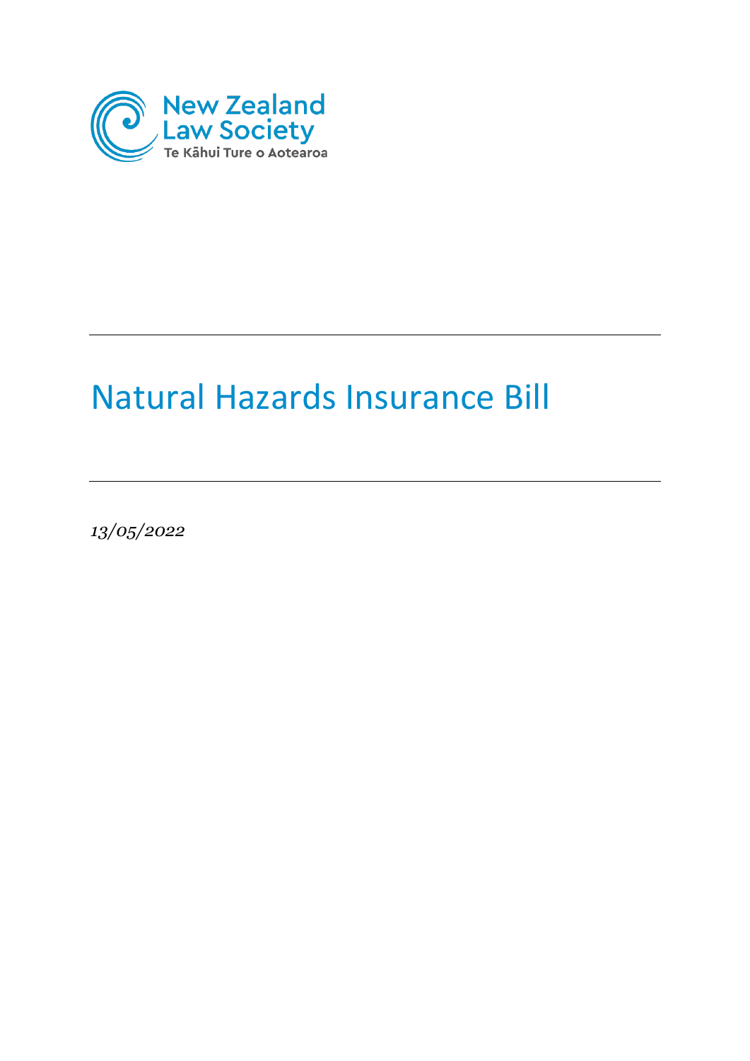New Zealand Law Society
Te Kāhui Ture o Aotearoa

# Natural Hazards Insurance Bill

*13/05/2022*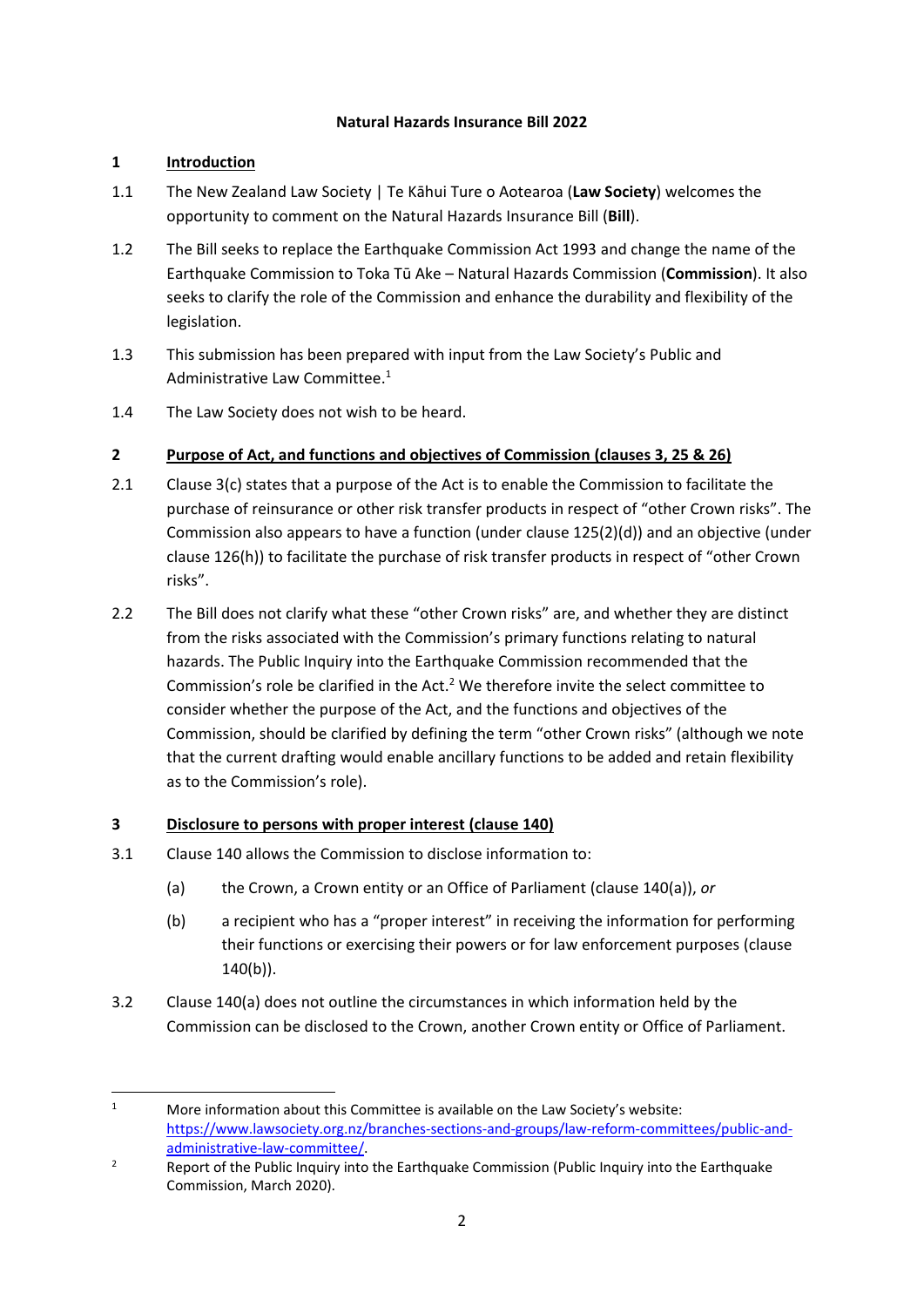**Natural Hazards Insurance Bill 2022**

## 1 Introduction

1.1 The New Zealand Law Society | Te Kāhui Ture o Aotearoa (**Law Society**) welcomes the opportunity to comment on the Natural Hazards Insurance Bill (**Bill**).

1.2 The Bill seeks to replace the Earthquake Commission Act 1993 and change the name of the Earthquake Commission to Toka Tū Ake – Natural Hazards Commission (**Commission**). It also seeks to clarify the role of the Commission and enhance the durability and flexibility of the legislation.

1.3 This submission has been prepared with input from the Law Society's Public and Administrative Law Committee.[1]

1.4 The Law Society does not wish to be heard.

## 2 Purpose of Act, and functions and objectives of Commission (clauses 3, 25 & 26)

2.1 Clause 3(c) states that a purpose of the Act is to enable the Commission to facilitate the purchase of reinsurance or other risk transfer products in respect of "other Crown risks". The Commission also appears to have a function (under clause 125(2)(d)) and an objective (under clause 126(h)) to facilitate the purchase of risk transfer products in respect of "other Crown risks".

2.2 The Bill does not clarify what these "other Crown risks" are, and whether they are distinct from the risks associated with the Commission's primary functions relating to natural hazards. The Public Inquiry into the Earthquake Commission recommended that the Commission's role be clarified in the Act.[2] We therefore invite the select committee to consider whether the purpose of the Act, and the functions and objectives of the Commission, should be clarified by defining the term "other Crown risks" (although we note that the current drafting would enable ancillary functions to be added and retain flexibility as to the Commission's role).

## 3 Disclosure to persons with proper interest (clause 140)

3.1 Clause 140 allows the Commission to disclose information to:

(a) the Crown, a Crown entity or an Office of Parliament (clause 140(a)), *or*

(b) a recipient who has a "proper interest" in receiving the information for performing their functions or exercising their powers or for law enforcement purposes (clause 140(b)).

3.2 Clause 140(a) does not outline the circumstances in which information held by the Commission can be disclosed to the Crown, another Crown entity or Office of Parliament.

---

[1] More information about this Committee is available on the Law Society's website: https://www.lawsociety.org.nz/branches-sections-and-groups/law-reform-committees/public-and-administrative-law-committee/.

[2] Report of the Public Inquiry into the Earthquake Commission (Public Inquiry into the Earthquake Commission, March 2020).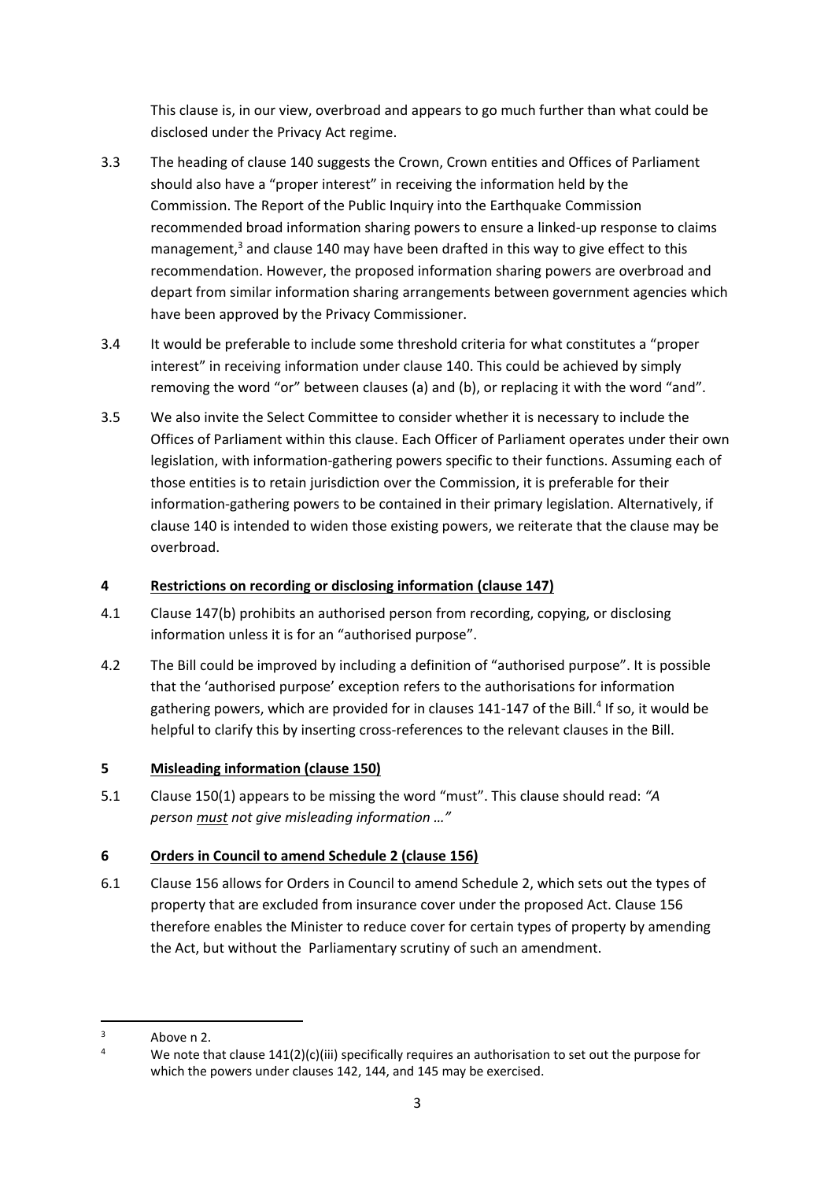This clause is, in our view, overbroad and appears to go much further than what could be disclosed under the Privacy Act regime.

3.3 The heading of clause 140 suggests the Crown, Crown entities and Offices of Parliament should also have a "proper interest" in receiving the information held by the Commission. The Report of the Public Inquiry into the Earthquake Commission recommended broad information sharing powers to ensure a linked-up response to claims management,[3] and clause 140 may have been drafted in this way to give effect to this recommendation. However, the proposed information sharing powers are overbroad and depart from similar information sharing arrangements between government agencies which have been approved by the Privacy Commissioner.

3.4 It would be preferable to include some threshold criteria for what constitutes a "proper interest" in receiving information under clause 140. This could be achieved by simply removing the word "or" between clauses (a) and (b), or replacing it with the word "and".

3.5 We also invite the Select Committee to consider whether it is necessary to include the Offices of Parliament within this clause. Each Officer of Parliament operates under their own legislation, with information-gathering powers specific to their functions. Assuming each of those entities is to retain jurisdiction over the Commission, it is preferable for their information-gathering powers to be contained in their primary legislation. Alternatively, if clause 140 is intended to widen those existing powers, we reiterate that the clause may be overbroad.

## 4 <u>Restrictions on recording or disclosing information (clause 147)</u>

4.1 Clause 147(b) prohibits an authorised person from recording, copying, or disclosing information unless it is for an "authorised purpose".

4.2 The Bill could be improved by including a definition of "authorised purpose". It is possible that the 'authorised purpose' exception refers to the authorisations for information gathering powers, which are provided for in clauses 141-147 of the Bill.[4] If so, it would be helpful to clarify this by inserting cross-references to the relevant clauses in the Bill.

## 5 <u>Misleading information (clause 150)</u>

5.1 Clause 150(1) appears to be missing the word "must". This clause should read: *"A person <u>must</u> not give misleading information …"*

## 6 <u>Orders in Council to amend Schedule 2 (clause 156)</u>

6.1 Clause 156 allows for Orders in Council to amend Schedule 2, which sets out the types of property that are excluded from insurance cover under the proposed Act. Clause 156 therefore enables the Minister to reduce cover for certain types of property by amending the Act, but without the Parliamentary scrutiny of such an amendment.

---

[3] Above n 2.

[4] We note that clause 141(2)(c)(iii) specifically requires an authorisation to set out the purpose for which the powers under clauses 142, 144, and 145 may be exercised.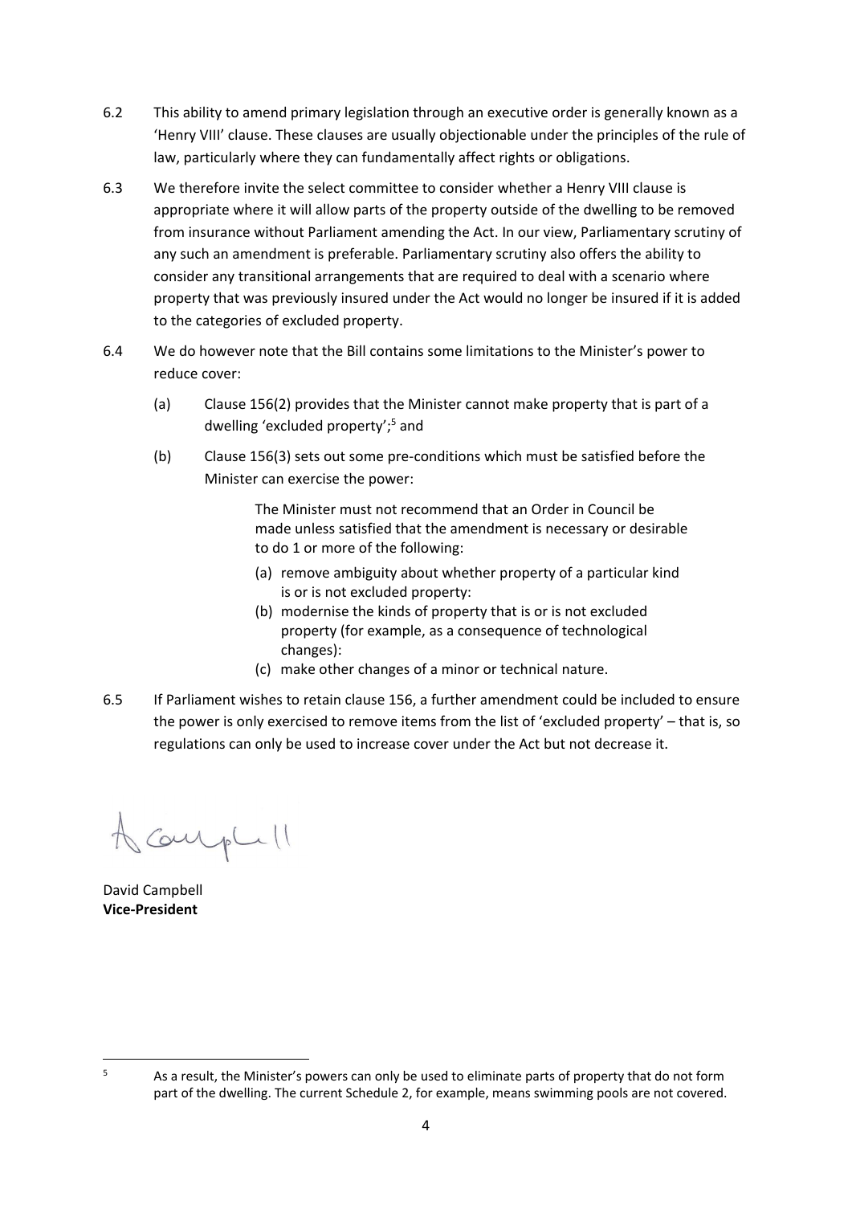6.2 This ability to amend primary legislation through an executive order is generally known as a 'Henry VIII' clause. These clauses are usually objectionable under the principles of the rule of law, particularly where they can fundamentally affect rights or obligations.

6.3 We therefore invite the select committee to consider whether a Henry VIII clause is appropriate where it will allow parts of the property outside of the dwelling to be removed from insurance without Parliament amending the Act. In our view, Parliamentary scrutiny of any such an amendment is preferable. Parliamentary scrutiny also offers the ability to consider any transitional arrangements that are required to deal with a scenario where property that was previously insured under the Act would no longer be insured if it is added to the categories of excluded property.

6.4 We do however note that the Bill contains some limitations to the Minister's power to reduce cover:

(a) Clause 156(2) provides that the Minister cannot make property that is part of a dwelling 'excluded property';[5] and

(b) Clause 156(3) sets out some pre-conditions which must be satisfied before the Minister can exercise the power:

> The Minister must not recommend that an Order in Council be made unless satisfied that the amendment is necessary or desirable to do 1 or more of the following:
>
> (a) remove ambiguity about whether property of a particular kind is or is not excluded property:
>
> (b) modernise the kinds of property that is or is not excluded property (for example, as a consequence of technological changes):
>
> (c) make other changes of a minor or technical nature.

6.5 If Parliament wishes to retain clause 156, a further amendment could be included to ensure the power is only exercised to remove items from the list of 'excluded property' – that is, so regulations can only be used to increase cover under the Act but not decrease it.

David Campbell
**Vice-President**

---

[5] As a result, the Minister's powers can only be used to eliminate parts of property that do not form part of the dwelling. The current Schedule 2, for example, means swimming pools are not covered.